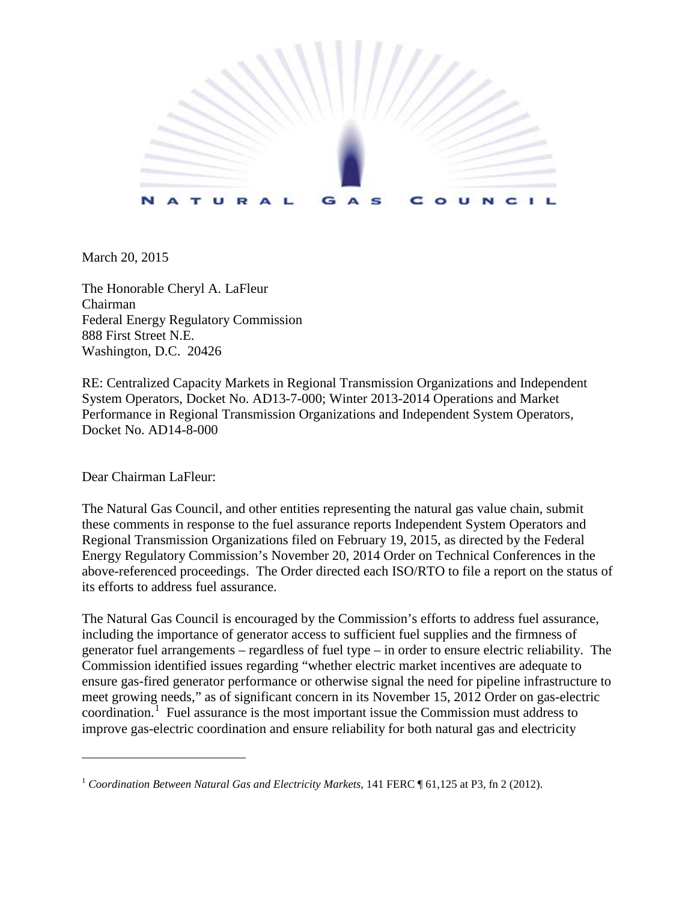NATURAL GAS COUNCIL

March 20, 2015

The Honorable Cheryl A. LaFleur
Chairman
Federal Energy Regulatory Commission
888 First Street N.E.
Washington, D.C. 20426

RE: Centralized Capacity Markets in Regional Transmission Organizations and Independent System Operators, Docket No. AD13-7-000; Winter 2013-2014 Operations and Market Performance in Regional Transmission Organizations and Independent System Operators, Docket No. AD14-8-000

Dear Chairman LaFleur:

The Natural Gas Council, and other entities representing the natural gas value chain, submit these comments in response to the fuel assurance reports Independent System Operators and Regional Transmission Organizations filed on February 19, 2015, as directed by the Federal Energy Regulatory Commission's November 20, 2014 Order on Technical Conferences in the above-referenced proceedings. The Order directed each ISO/RTO to file a report on the status of its efforts to address fuel assurance.

The Natural Gas Council is encouraged by the Commission's efforts to address fuel assurance, including the importance of generator access to sufficient fuel supplies and the firmness of generator fuel arrangements – regardless of fuel type – in order to ensure electric reliability. The Commission identified issues regarding "whether electric market incentives are adequate to ensure gas-fired generator performance or otherwise signal the need for pipeline infrastructure to meet growing needs," as of significant concern in its November 15, 2012 Order on gas-electric coordination.[1] Fuel assurance is the most important issue the Commission must address to improve gas-electric coordination and ensure reliability for both natural gas and electricity

[1] *Coordination Between Natural Gas and Electricity Markets*, 141 FERC ¶ 61,125 at P3, fn 2 (2012).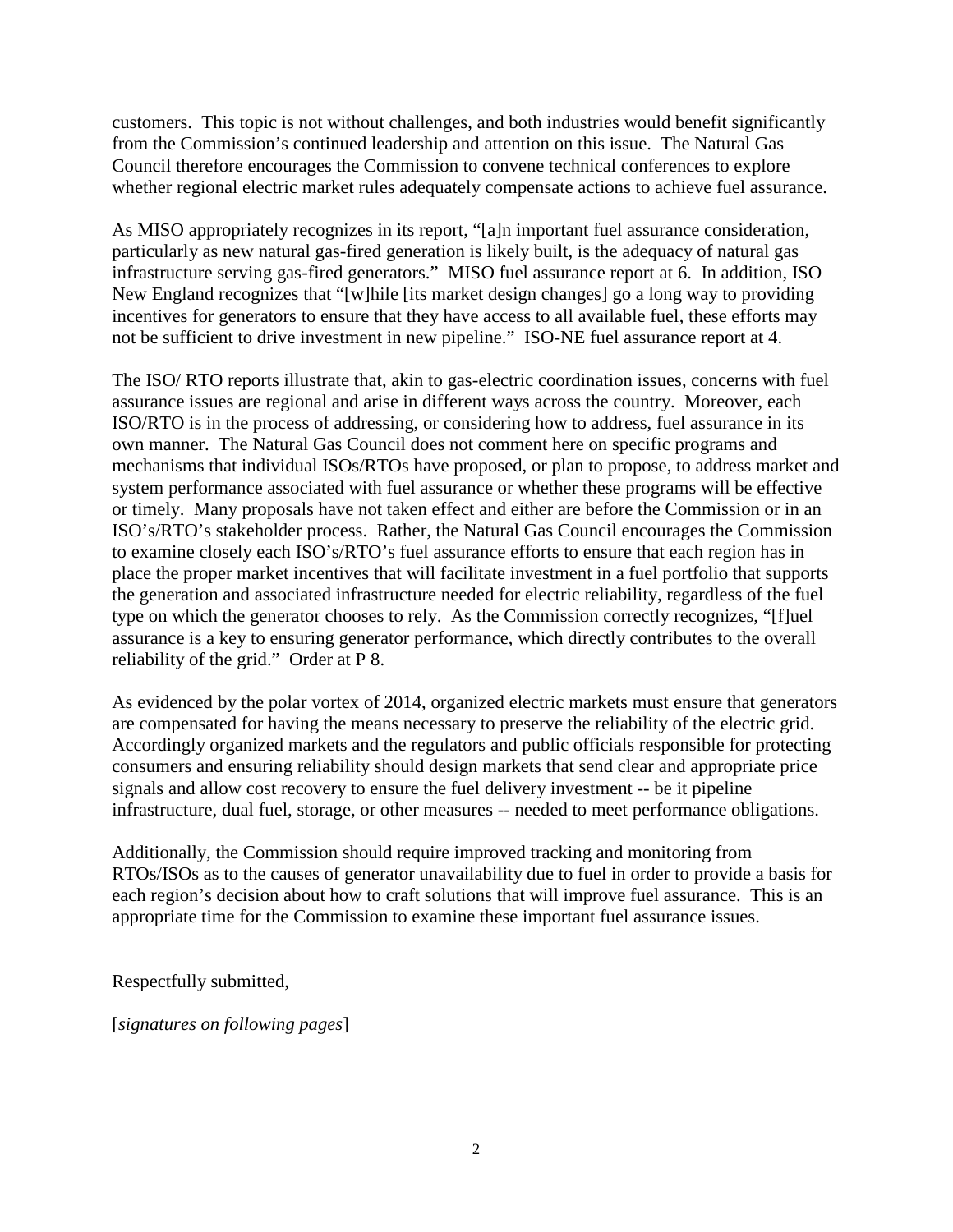customers. This topic is not without challenges, and both industries would benefit significantly from the Commission's continued leadership and attention on this issue. The Natural Gas Council therefore encourages the Commission to convene technical conferences to explore whether regional electric market rules adequately compensate actions to achieve fuel assurance.

As MISO appropriately recognizes in its report, "[a]n important fuel assurance consideration, particularly as new natural gas-fired generation is likely built, is the adequacy of natural gas infrastructure serving gas-fired generators." MISO fuel assurance report at 6. In addition, ISO New England recognizes that "[w]hile [its market design changes] go a long way to providing incentives for generators to ensure that they have access to all available fuel, these efforts may not be sufficient to drive investment in new pipeline." ISO-NE fuel assurance report at 4.

The ISO/ RTO reports illustrate that, akin to gas-electric coordination issues, concerns with fuel assurance issues are regional and arise in different ways across the country. Moreover, each ISO/RTO is in the process of addressing, or considering how to address, fuel assurance in its own manner. The Natural Gas Council does not comment here on specific programs and mechanisms that individual ISOs/RTOs have proposed, or plan to propose, to address market and system performance associated with fuel assurance or whether these programs will be effective or timely. Many proposals have not taken effect and either are before the Commission or in an ISO's/RTO's stakeholder process. Rather, the Natural Gas Council encourages the Commission to examine closely each ISO's/RTO's fuel assurance efforts to ensure that each region has in place the proper market incentives that will facilitate investment in a fuel portfolio that supports the generation and associated infrastructure needed for electric reliability, regardless of the fuel type on which the generator chooses to rely. As the Commission correctly recognizes, "[f]uel assurance is a key to ensuring generator performance, which directly contributes to the overall reliability of the grid." Order at P 8.

As evidenced by the polar vortex of 2014, organized electric markets must ensure that generators are compensated for having the means necessary to preserve the reliability of the electric grid. Accordingly organized markets and the regulators and public officials responsible for protecting consumers and ensuring reliability should design markets that send clear and appropriate price signals and allow cost recovery to ensure the fuel delivery investment -- be it pipeline infrastructure, dual fuel, storage, or other measures -- needed to meet performance obligations.

Additionally, the Commission should require improved tracking and monitoring from RTOs/ISOs as to the causes of generator unavailability due to fuel in order to provide a basis for each region's decision about how to craft solutions that will improve fuel assurance. This is an appropriate time for the Commission to examine these important fuel assurance issues.

Respectfully submitted,

[*signatures on following pages*]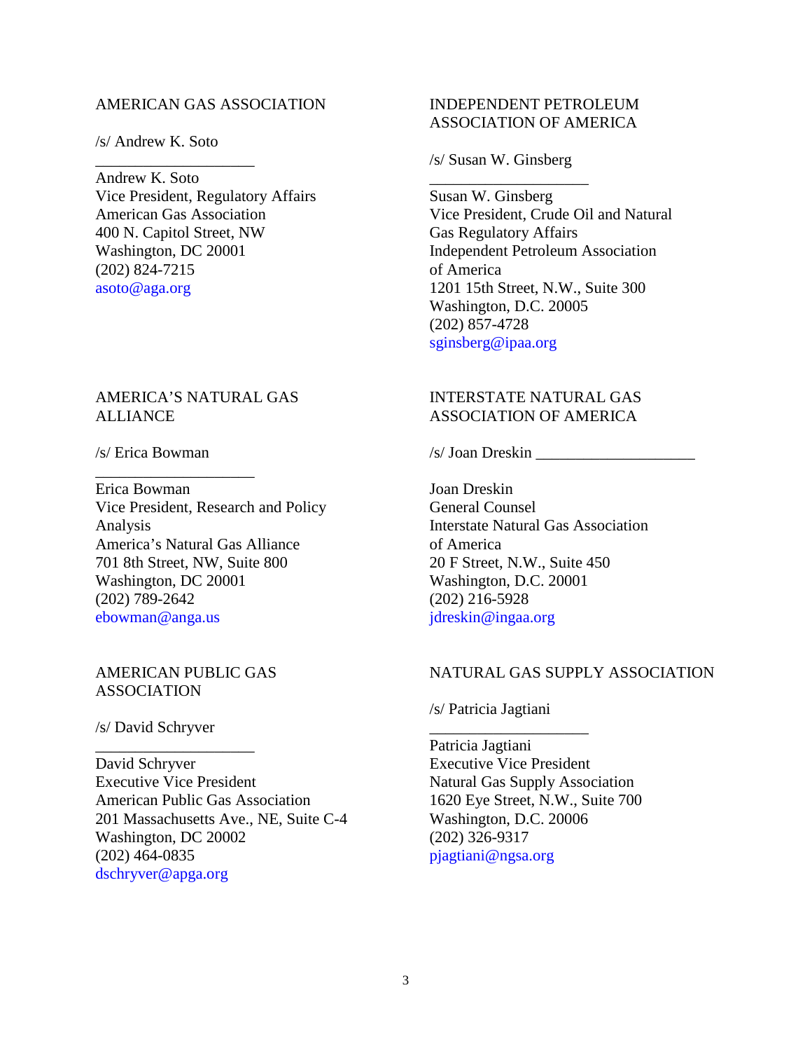AMERICAN GAS ASSOCIATION

/s/ Andrew K. Soto

____________________

Andrew K. Soto
Vice President, Regulatory Affairs
American Gas Association
400 N. Capitol Street, NW
Washington, DC 20001
(202) 824-7215
asoto@aga.org

INDEPENDENT PETROLEUM ASSOCIATION OF AMERICA

/s/ Susan W. Ginsberg

____________________

Susan W. Ginsberg
Vice President, Crude Oil and Natural Gas Regulatory Affairs
Independent Petroleum Association of America
1201 15th Street, N.W., Suite 300
Washington, D.C. 20005
(202) 857-4728
sginsberg@ipaa.org

AMERICA'S NATURAL GAS ALLIANCE

/s/ Erica Bowman

____________________

Erica Bowman
Vice President, Research and Policy Analysis
America's Natural Gas Alliance
701 8th Street, NW, Suite 800
Washington, DC 20001
(202) 789-2642
ebowman@anga.us

INTERSTATE NATURAL GAS ASSOCIATION OF AMERICA

/s/ Joan Dreskin ____________________

Joan Dreskin
General Counsel
Interstate Natural Gas Association of America
20 F Street, N.W., Suite 450
Washington, D.C. 20001
(202) 216-5928
jdreskin@ingaa.org

AMERICAN PUBLIC GAS ASSOCIATION

/s/ David Schryver

____________________

David Schryver
Executive Vice President
American Public Gas Association
201 Massachusetts Ave., NE, Suite C-4
Washington, DC 20002
(202) 464-0835
dschryver@apga.org

NATURAL GAS SUPPLY ASSOCIATION

/s/ Patricia Jagtiani

____________________

Patricia Jagtiani
Executive Vice President
Natural Gas Supply Association
1620 Eye Street, N.W., Suite 700
Washington, D.C. 20006
(202) 326-9317
pjagtiani@ngsa.org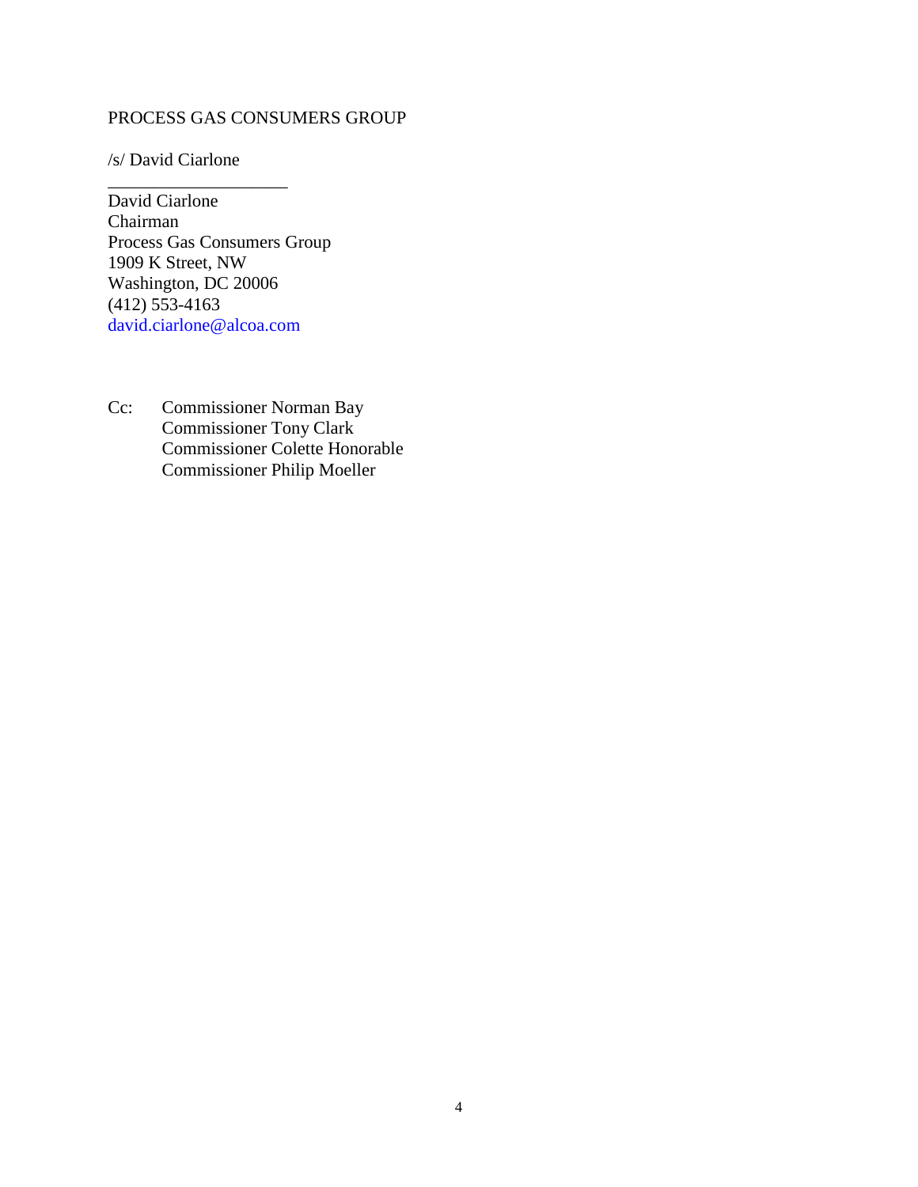PROCESS GAS CONSUMERS GROUP

/s/ David Ciarlone

\_\_\_\_\_\_\_\_\_\_\_\_\_\_\_\_\_\_\_\_

David Ciarlone
Chairman
Process Gas Consumers Group
1909 K Street, NW
Washington, DC 20006
(412) 553-4163
david.ciarlone@alcoa.com

Cc: Commissioner Norman Bay
Commissioner Tony Clark
Commissioner Colette Honorable
Commissioner Philip Moeller